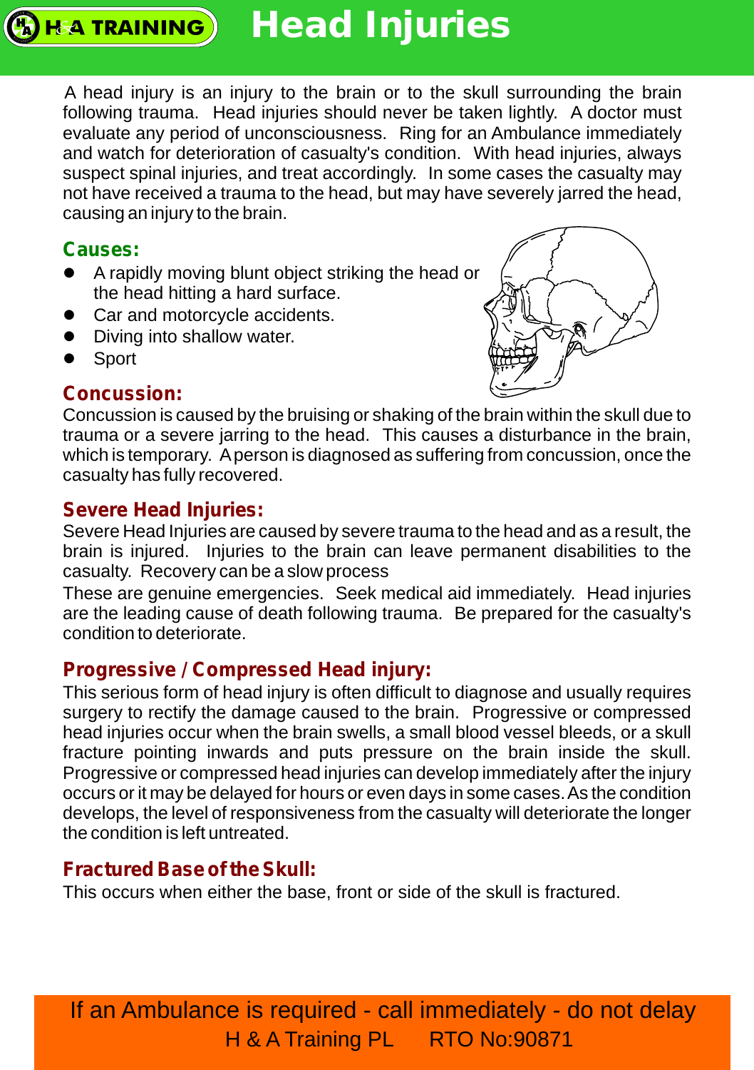# Head Injuries

A head injury is an injury to the brain or to the skull surrounding the brain following trauma. Head injuries should never be taken lightly. A doctor must evaluate any period of unconsciousness. Ring for an Ambulance immediately and watch for deterioration of casualty's condition. With head injuries, always suspect spinal injuries, and treat accordingly. In some cases the casualty may not have received a trauma to the head, but may have severely jarred the head, causing an injury to the brain.

## Causes:

- A rapidly moving blunt object striking the head or the head hitting a hard surface.
- Car and motorcycle accidents.
- Diving into shallow water.
- Sport

## Concussion:

Concussion is caused by the bruising or shaking of the brain within the skull due to trauma or a severe jarring to the head. This causes a disturbance in the brain, which is temporary. A person is diagnosed as suffering from concussion, once the casualty has fully recovered.

## Severe Head Injuries:

Severe Head Injuries are caused by severe trauma to the head and as a result, the brain is injured. Injuries to the brain can leave permanent disabilities to the casualty. Recovery can be a slow process

These are genuine emergencies. Seek medical aid immediately. Head injuries are the leading cause of death following trauma. Be prepared for the casualty's condition to deteriorate.

## Progressive / Compressed Head injury:

This serious form of head injury is often difficult to diagnose and usually requires surgery to rectify the damage caused to the brain. Progressive or compressed head injuries occur when the brain swells, a small blood vessel bleeds, or a skull fracture pointing inwards and puts pressure on the brain inside the skull. Progressive or compressed head injuries can develop immediately after the injury occurs or it may be delayed for hours or even days in some cases. As the condition develops, the level of responsiveness from the casualty will deteriorate the longer the condition is left untreated.

## Fractured Base of the Skull:

This occurs when either the base, front or side of the skull is fractured.

**If an Ambulance is required - call immediately - do not delay**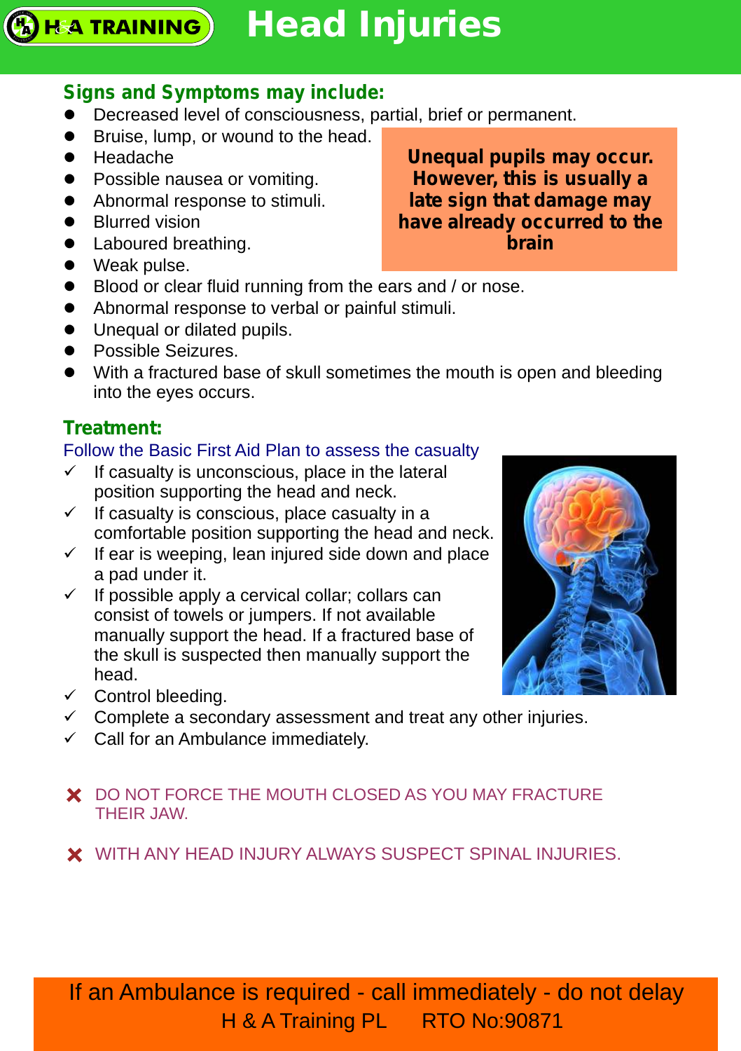# Head Injuries

**Signs and Symptoms may include:**

- Decreased level of consciousness, partial, brief or permanent.
- Bruise, lump, or wound to the head.
- Headache
- Possible nausea or vomiting.
- Abnormal response to stimuli.
- Blurred vision
- Laboured breathing.
- Weak pulse.
- Blood or clear fluid running from the ears and / or nose.
- Abnormal response to verbal or painful stimuli.
- Unequal or dilated pupils.
- Possible Seizures.
- With a fractured base of skull sometimes the mouth is open and bleeding into the eyes occurs.

**Unequal pupils may occur. However, this is usually a late sign that damage may have already occurred to the brain**

**Treatment:**

Follow the Basic First Aid Plan to assess the casualty

- ✓ If casualty is unconscious, place in the lateral position supporting the head and neck.
- ✓ If casualty is conscious, place casualty in a comfortable position supporting the head and neck.
- ✓ If ear is weeping, lean injured side down and place a pad under it.
- ✓ If possible apply a cervical collar; collars can consist of towels or jumpers. If not available manually support the head. If a fractured base of the skull is suspected then manually support the head.
- ✓ Control bleeding.
- ✓ Complete a secondary assessment and treat any other injuries.
- ✓ Call for an Ambulance immediately.

✗ DO NOT FORCE THE MOUTH CLOSED AS YOU MAY FRACTURE THEIR JAW.

✗ WITH ANY HEAD INJURY ALWAYS SUSPECT SPINAL INJURIES.

If an Ambulance is required - call immediately - do not delay

H & A Training PL RTO No:90871